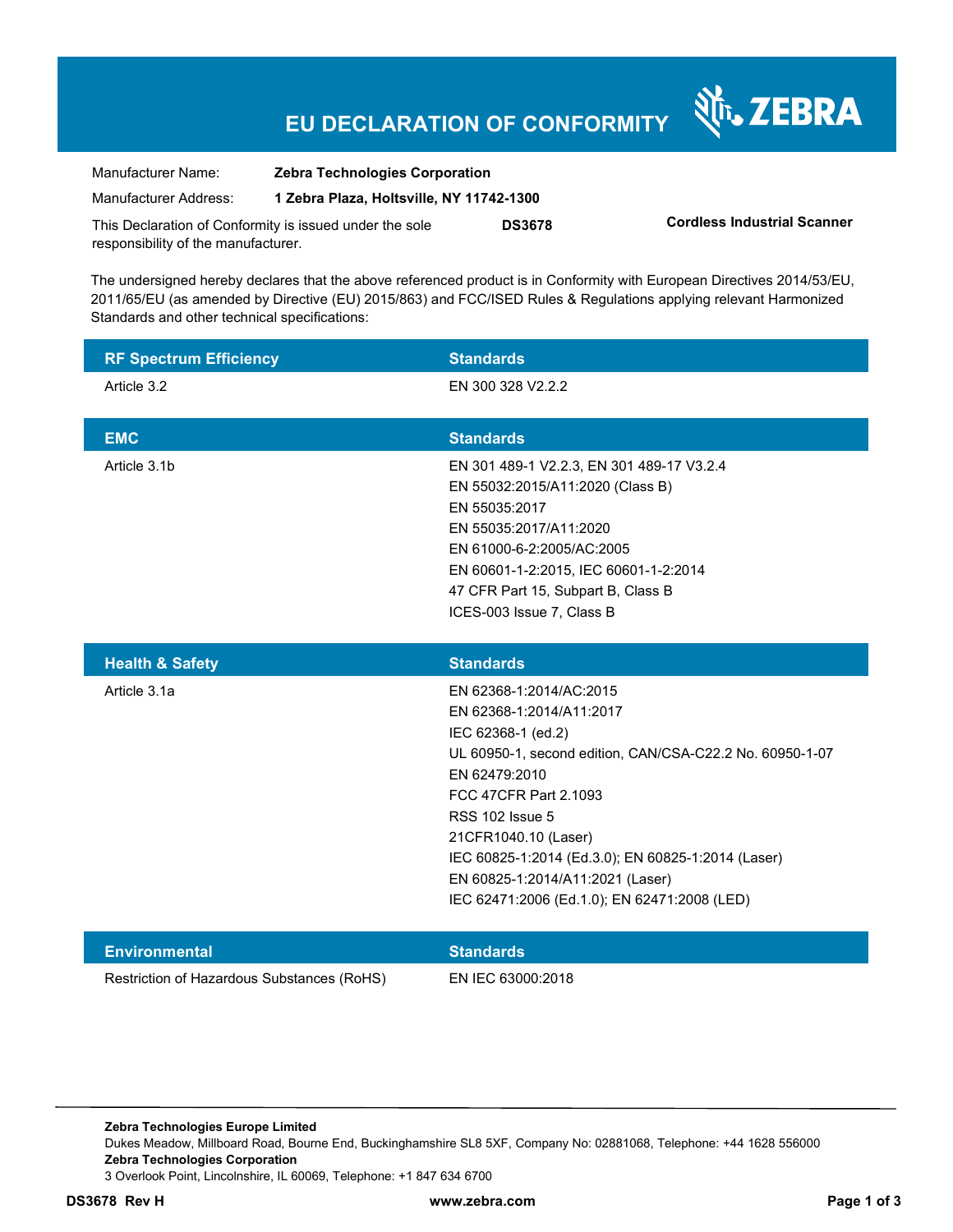# EU DECLARATION OF CONFORMITY

ZEBRA

| | |
|---|---|
| Manufacturer Name: | **Zebra Technologies Corporation** |
| Manufacturer Address: | **1 Zebra Plaza, Holtsville, NY 11742-1300** |

This Declaration of Conformity is issued under the sole responsibility of the manufacturer. **DS3678** **Cordless Industrial Scanner**

The undersigned hereby declares that the above referenced product is in Conformity with European Directives 2014/53/EU, 2011/65/EU (as amended by Directive (EU) 2015/863) and FCC/ISED Rules & Regulations applying relevant Harmonized Standards and other technical specifications:

| RF Spectrum Efficiency | Standards |
|---|---|
| Article 3.2 | EN 300 328 V2.2.2 |

| EMC | Standards |
|---|---|
| Article 3.1b | EN 301 489-1 V2.2.3, EN 301 489-17 V3.2.4<br>EN 55032:2015/A11:2020 (Class B)<br>EN 55035:2017<br>EN 55035:2017/A11:2020<br>EN 61000-6-2:2005/AC:2005<br>EN 60601-1-2:2015, IEC 60601-1-2:2014<br>47 CFR Part 15, Subpart B, Class B<br>ICES-003 Issue 7, Class B |

| Health & Safety | Standards |
|---|---|
| Article 3.1a | EN 62368-1:2014/AC:2015<br>EN 62368-1:2014/A11:2017<br>IEC 62368-1 (ed.2)<br>UL 60950-1, second edition, CAN/CSA-C22.2 No. 60950-1-07<br>EN 62479:2010<br>FCC 47CFR Part 2.1093<br>RSS 102 Issue 5<br>21CFR1040.10 (Laser)<br>IEC 60825-1:2014 (Ed.3.0); EN 60825-1:2014 (Laser)<br>EN 60825-1:2014/A11:2021 (Laser)<br>IEC 62471:2006 (Ed.1.0); EN 62471:2008 (LED) |

| Environmental | Standards |
|---|---|
| Restriction of Hazardous Substances (RoHS) | EN IEC 63000:2018 |

**Zebra Technologies Europe Limited**
Dukes Meadow, Millboard Road, Bourne End, Buckinghamshire SL8 5XF, Company No: 02881068, Telephone: +44 1628 556000
**Zebra Technologies Corporation**
3 Overlook Point, Lincolnshire, IL 60069, Telephone: +1 847 634 6700

**DS3678 Rev H** **www.zebra.com**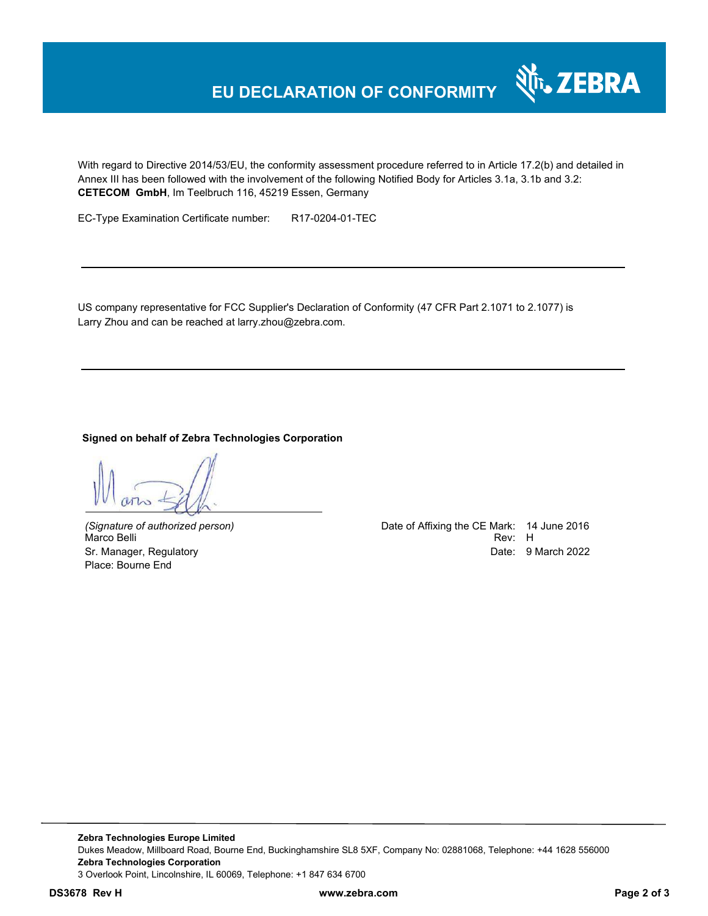# EU DECLARATION OF CONFORMITY

With regard to Directive 2014/53/EU, the conformity assessment procedure referred to in Article 17.2(b) and detailed in Annex III has been followed with the involvement of the following Notified Body for Articles 3.1a, 3.1b and 3.2:
**CETECOM GmbH**, Im Teelbruch 116, 45219 Essen, Germany

EC-Type Examination Certificate number: R17-0204-01-TEC

---

US company representative for FCC Supplier's Declaration of Conformity (47 CFR Part 2.1071 to 2.1077) is Larry Zhou and can be reached at larry.zhou@zebra.com.

---

**Signed on behalf of Zebra Technologies Corporation**

*(Signature of authorized person)*
Marco Belli
Sr. Manager, Regulatory
Place: Bourne End

Date of Affixing the CE Mark: 14 June 2016
Rev: H
Date: 9 March 2022

---

**Zebra Technologies Europe Limited**
Dukes Meadow, Millboard Road, Bourne End, Buckinghamshire SL8 5XF, Company No: 02881068, Telephone: +44 1628 556000
**Zebra Technologies Corporation**
3 Overlook Point, Lincolnshire, IL 60069, Telephone: +1 847 634 6700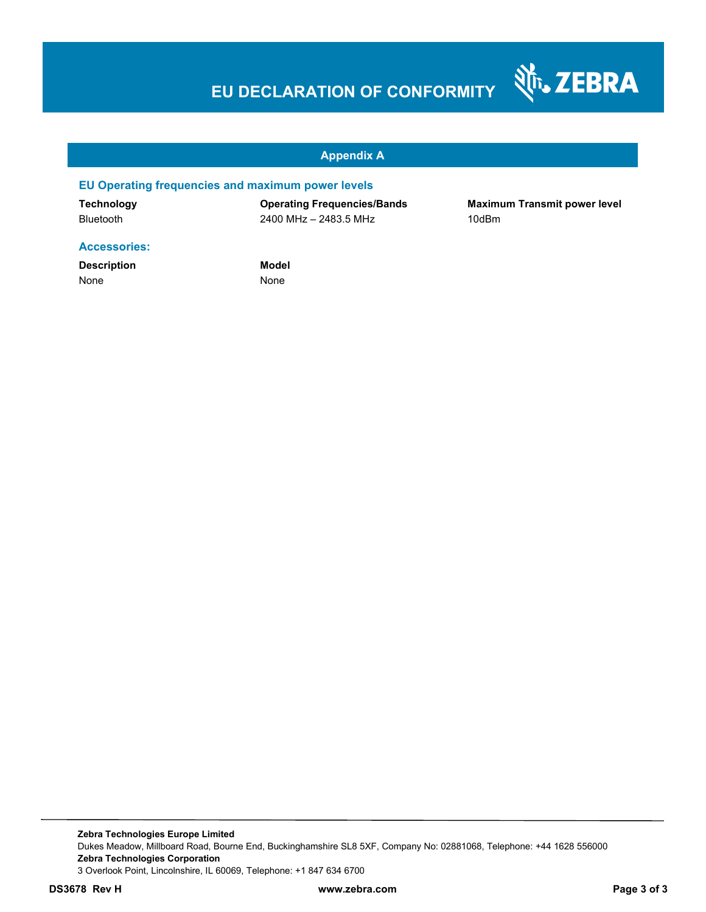# EU DECLARATION OF CONFORMITY

## Appendix A

### EU Operating frequencies and maximum power levels

| Technology | Operating Frequencies/Bands | Maximum Transmit power level |
|---|---|---|
| Bluetooth | 2400 MHz – 2483.5 MHz | 10dBm |

### Accessories:

| Description | Model |
|---|---|
| None | None |

**Zebra Technologies Europe Limited**
Dukes Meadow, Millboard Road, Bourne End, Buckinghamshire SL8 5XF, Company No: 02881068, Telephone: +44 1628 556000
**Zebra Technologies Corporation**
3 Overlook Point, Lincolnshire, IL 60069, Telephone: +1 847 634 6700

**DS3678 Rev H** **www.zebra.com**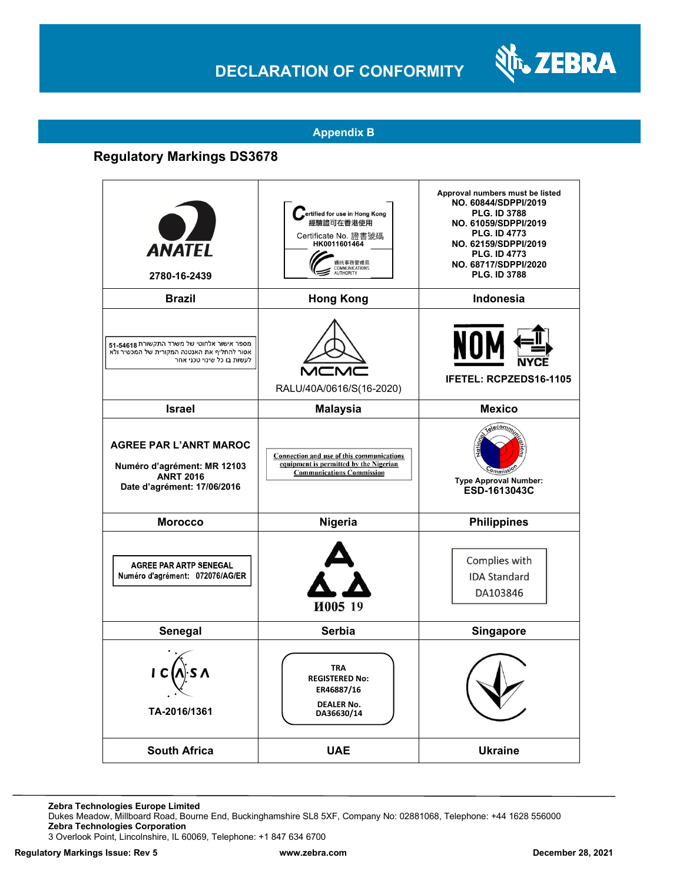## Appendix B

### Regulatory Markings DS3678

| | | |
|---|---|---|
| ANATEL<br>2780-16-2439 | Certified for use in Hong Kong<br>經驗證可在香港使用<br>Certificate No. 證書號碼<br>HK0011601464<br>通訊事務管理局<br>COMMUNICATIONS AUTHORITY | Approval numbers must be listed<br>NO. 60844/SDPPI/2019<br>PLG. ID 3788<br>NO. 61059/SDPPI/2019<br>PLG. ID 4773<br>NO. 62159/SDPPI/2019<br>PLG. ID 4773<br>NO. 68717/SDPPI/2020<br>PLG. ID 3788 |
| **Brazil** | **Hong Kong** | **Indonesia** |
| מספר אישור אלחוטי של משרד התקשורת 51-54618<br>אסור להחליף את האנטנה המקורית של המכשיר ולא לעשות בו כל שינוי טכני אחר | MCMC<br>RALU/40A/0616/S(16-2020) | NOM NYCE<br>IFETEL: RCPZEDS16-1105 |
| **Israel** | **Malaysia** | **Mexico** |
| AGREE PAR L'ANRT MAROC<br>Numéro d'agrément: MR 12103 ANRT 2016<br>Date d'agrément: 17/06/2016 | Connection and use of this communications equipment is permitted by the Nigerian Communications Commission | National Telecommunications Commission<br>Type Approval Number:<br>ESD-1613043C |
| **Morocco** | **Nigeria** | **Philippines** |
| AGREE PAR ARTP SENEGAL<br>Numéro d'agrément: 072076/AG/ER | И005 19 | Complies with IDA Standard DA103846 |
| **Senegal** | **Serbia** | **Singapore** |
| ICASA<br>TA-2016/1361 | TRA<br>REGISTERED No: ER46887/16<br>DEALER No. DA36630/14 | |
| **South Africa** | **UAE** | **Ukraine** |

**Zebra Technologies Europe Limited**
Dukes Meadow, Millboard Road, Bourne End, Buckinghamshire SL8 5XF, Company No: 02881068, Telephone: +44 1628 556000
**Zebra Technologies Corporation**
3 Overlook Point, Lincolnshire, IL 60069, Telephone: +1 847 634 6700

**Regulatory Markings Issue: Rev 5** **www.zebra.com** **December 28, 2021**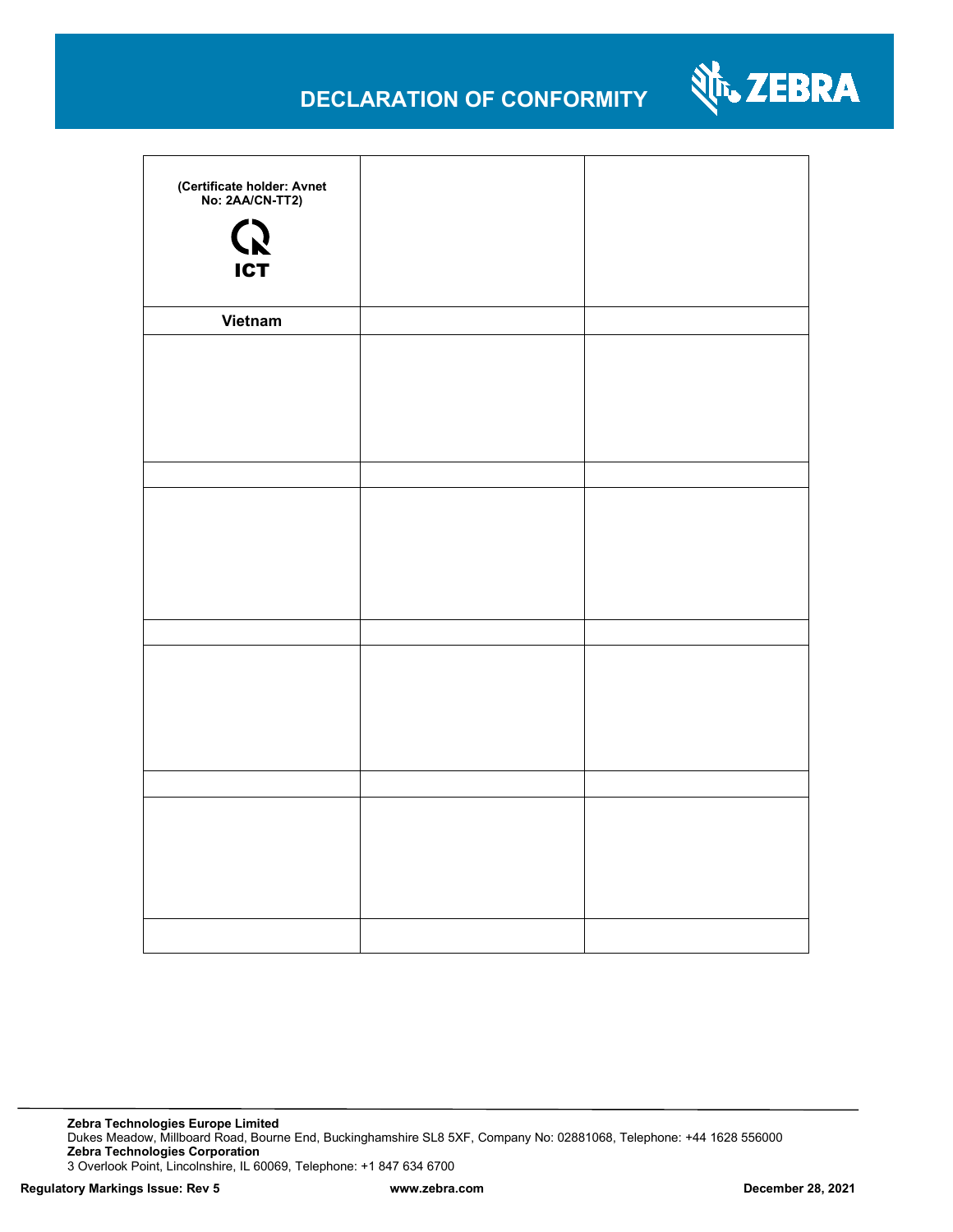# DECLARATION OF CONFORMITY

| | | |
|---|---|---|
| **(Certificate holder: Avnet No: 2AA/CN-TT2)** ICT | | |
| **Vietnam** | | |
| | | |
| | | |
| | | |
| | | |
| | | |
| | | |
| | | |
| | | |

**Zebra Technologies Europe Limited**
Dukes Meadow, Millboard Road, Bourne End, Buckinghamshire SL8 5XF, Company No: 02881068, Telephone: +44 1628 556000
**Zebra Technologies Corporation**
3 Overlook Point, Lincolnshire, IL 60069, Telephone: +1 847 634 6700

**Regulatory Markings Issue: Rev 5** **www.zebra.com** **December 28, 2021**